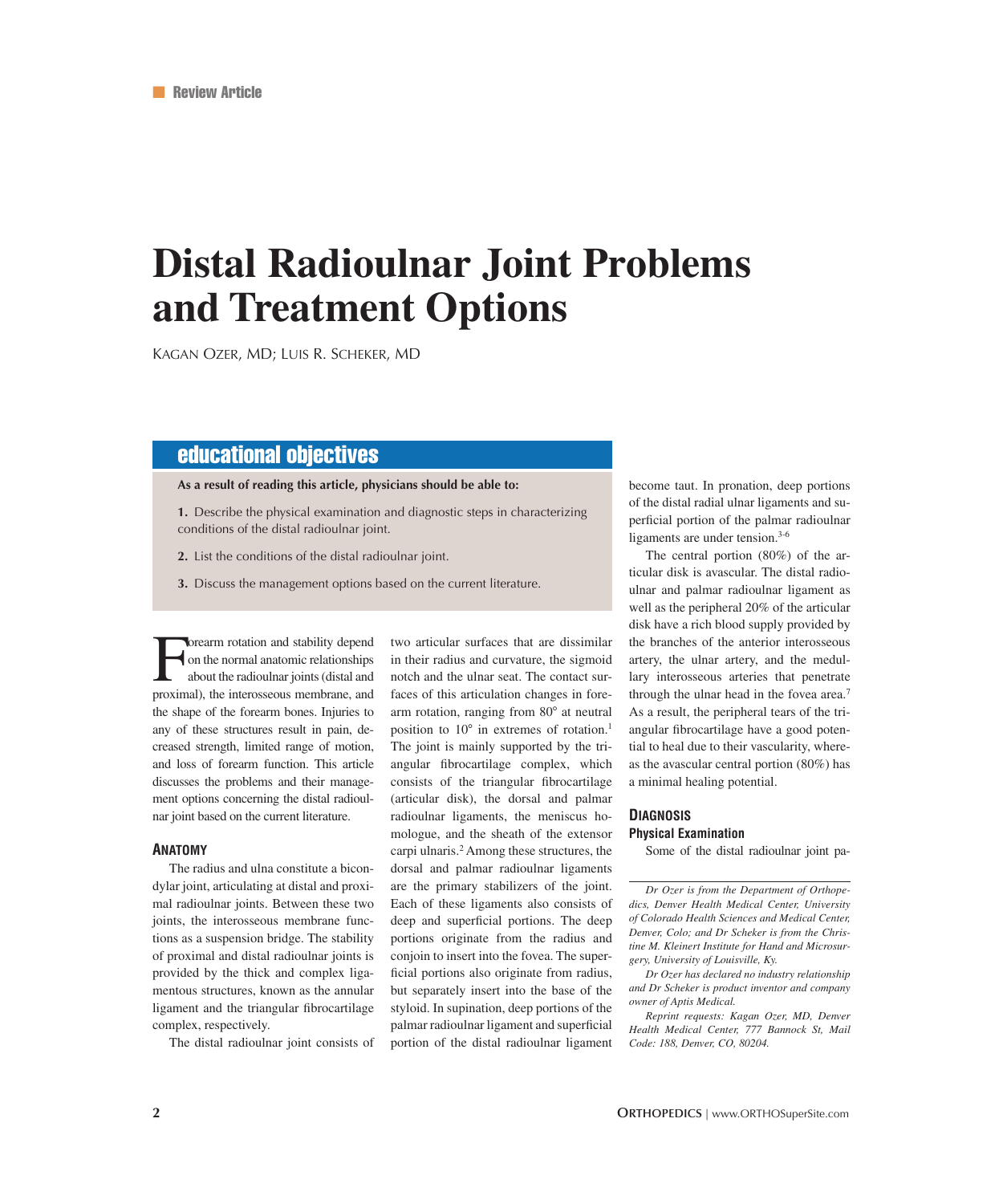Review Article

# Distal Radioulnar Joint Problems and Treatment Options

Kagan Ozer, MD; Luis R. Scheker, MD

## educational objectives

**As a result of reading this article, physicians should be able to:**

**1.** Describe the physical examination and diagnostic steps in characterizing conditions of the distal radioulnar joint.

**2.** List the conditions of the distal radioulnar joint.

**3.** Discuss the management options based on the current literature.

Forearm rotation and stability depend on the normal anatomic relationships about the radioulnar joints (distal and proximal), the interosseous membrane, and the shape of the forearm bones. Injuries to any of these structures result in pain, decreased strength, limited range of motion, and loss of forearm function. This article discusses the problems and their management options concerning the distal radioulnar joint based on the current literature.

## Anatomy

The radius and ulna constitute a bicondylar joint, articulating at distal and proximal radioulnar joints. Between these two joints, the interosseous membrane functions as a suspension bridge. The stability of proximal and distal radioulnar joints is provided by the thick and complex ligamentous structures, known as the annular ligament and the triangular fibrocartilage complex, respectively.

The distal radioulnar joint consists of two articular surfaces that are dissimilar in their radius and curvature, the sigmoid notch and the ulnar seat. The contact surfaces of this articulation changes in forearm rotation, ranging from 80° at neutral position to 10° in extremes of rotation.[1] The joint is mainly supported by the triangular fibrocartilage complex, which consists of the triangular fibrocartilage (articular disk), the dorsal and palmar radioulnar ligaments, the meniscus homologue, and the sheath of the extensor carpi ulnaris.[2] Among these structures, the dorsal and palmar radioulnar ligaments are the primary stabilizers of the joint. Each of these ligaments also consists of deep and superficial portions. The deep portions originate from the radius and conjoin to insert into the fovea. The superficial portions also originate from radius, but separately insert into the base of the styloid. In supination, deep portions of the palmar radioulnar ligament and superficial portion of the distal radioulnar ligament become taut. In pronation, deep portions of the distal radial ulnar ligaments and superficial portion of the palmar radioulnar ligaments are under tension.[3-6]

The central portion (80%) of the articular disk is avascular. The distal radioulnar and palmar radioulnar ligament as well as the peripheral 20% of the articular disk have a rich blood supply provided by the branches of the anterior interosseous artery, the ulnar artery, and the medullary interosseous arteries that penetrate through the ulnar head in the fovea area.[7] As a result, the peripheral tears of the triangular fibrocartilage have a good potential to heal due to their vascularity, whereas the avascular central portion (80%) has a minimal healing potential.

## Diagnosis

### Physical Examination

Some of the distal radioulnar joint pa-

*Dr Ozer is from the Department of Orthopedics, Denver Health Medical Center, University of Colorado Health Sciences and Medical Center, Denver, Colo; and Dr Scheker is from the Christine M. Kleinert Institute for Hand and Microsurgery, University of Louisville, Ky.*

*Dr Ozer has declared no industry relationship and Dr Scheker is product inventor and company owner of Aptis Medical.*

*Reprint requests: Kagan Ozer, MD, Denver Health Medical Center, 777 Bannock St, Mail Code: 188, Denver, CO, 80204.*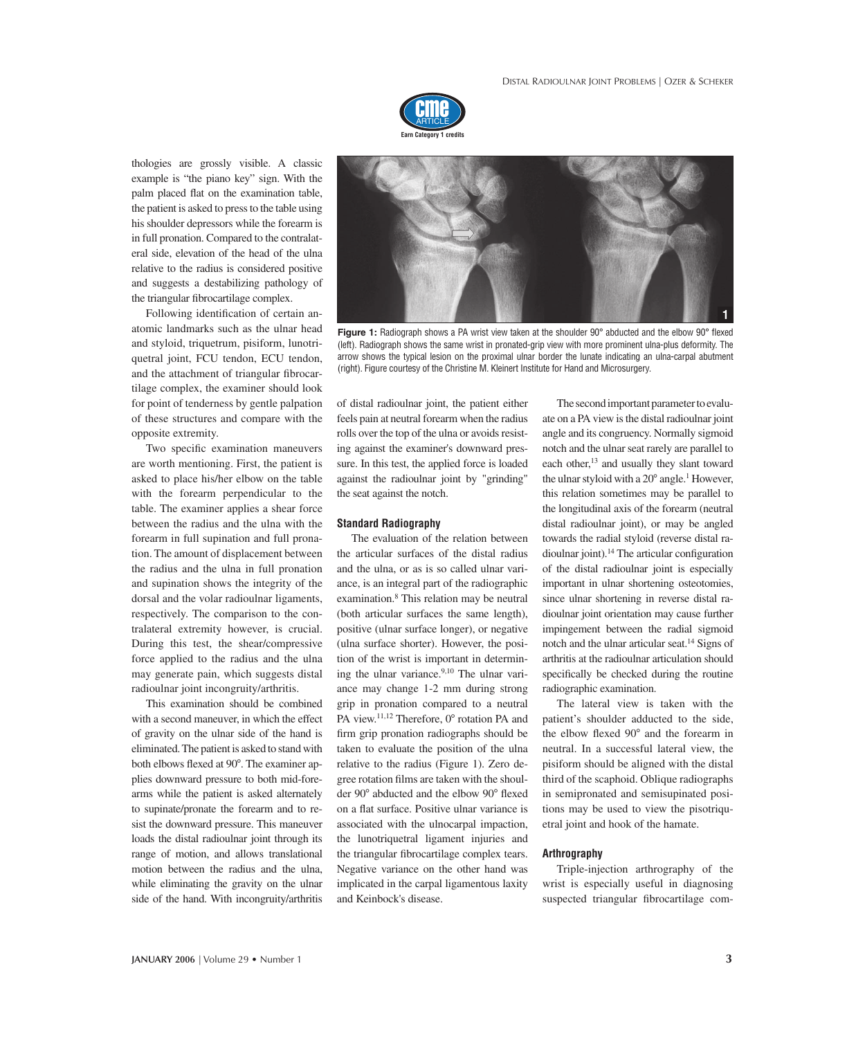thologies are grossly visible. A classic example is "the piano key" sign. With the palm placed flat on the examination table, the patient is asked to press to the table using his shoulder depressors while the forearm is in full pronation. Compared to the contralateral side, elevation of the head of the ulna relative to the radius is considered positive and suggests a destabilizing pathology of the triangular fibrocartilage complex.

Following identification of certain anatomic landmarks such as the ulnar head and styloid, triquetrum, pisiform, lunotriquetral joint, FCU tendon, ECU tendon, and the attachment of triangular fibrocartilage complex, the examiner should look for point of tenderness by gentle palpation of these structures and compare with the opposite extremity.

Two specific examination maneuvers are worth mentioning. First, the patient is asked to place his/her elbow on the table with the forearm perpendicular to the table. The examiner applies a shear force between the radius and the ulna with the forearm in full supination and full pronation. The amount of displacement between the radius and the ulna in full pronation and supination shows the integrity of the dorsal and the volar radioulnar ligaments, respectively. The comparison to the contralateral extremity however, is crucial. During this test, the shear/compressive force applied to the radius and the ulna may generate pain, which suggests distal radioulnar joint incongruity/arthritis.

This examination should be combined with a second maneuver, in which the effect of gravity on the ulnar side of the hand is eliminated. The patient is asked to stand with both elbows flexed at 90°. The examiner applies downward pressure to both mid-forearms while the patient is asked alternately to supinate/pronate the forearm and to resist the downward pressure. This maneuver loads the distal radioulnar joint through its range of motion, and allows translational motion between the radius and the ulna, while eliminating the gravity on the ulnar side of the hand. With incongruity/arthritis of distal radioulnar joint, the patient either feels pain at neutral forearm when the radius rolls over the top of the ulna or avoids resisting against the examiner's downward pressure. In this test, the applied force is loaded against the radioulnar joint by "grinding" the seat against the notch.

Figure 1: Radiograph shows a PA wrist view taken at the shoulder 90° abducted and the elbow 90° flexed (left). Radiograph shows the same wrist in pronated-grip view with more prominent ulna-plus deformity. The arrow shows the typical lesion on the proximal ulnar border the lunate indicating an ulna-carpal abutment (right). Figure courtesy of the Christine M. Kleinert Institute for Hand and Microsurgery.

### Standard Radiography

The evaluation of the relation between the articular surfaces of the distal radius and the ulna, or as is so called ulnar variance, is an integral part of the radiographic examination.[8] This relation may be neutral (both articular surfaces the same length), positive (ulnar surface longer), or negative (ulna surface shorter). However, the position of the wrist is important in determining the ulnar variance.[9,10] The ulnar variance may change 1-2 mm during strong grip in pronation compared to a neutral PA view.[11,12] Therefore, 0° rotation PA and firm grip pronation radiographs should be taken to evaluate the position of the ulna relative to the radius (Figure 1). Zero degree rotation films are taken with the shoulder 90° abducted and the elbow 90° flexed on a flat surface. Positive ulnar variance is associated with the ulnocarpal impaction, the lunotriquetral ligament injuries and the triangular fibrocartilage complex tears. Negative variance on the other hand was implicated in the carpal ligamentous laxity and Keinbock's disease.

The second important parameter to evaluate on a PA view is the distal radioulnar joint angle and its congruency. Normally sigmoid notch and the ulnar seat rarely are parallel to each other,[13] and usually they slant toward the ulnar styloid with a 20° angle.[1] However, this relation sometimes may be parallel to the longitudinal axis of the forearm (neutral distal radioulnar joint), or may be angled towards the radial styloid (reverse distal radioulnar joint).[14] The articular configuration of the distal radioulnar joint is especially important in ulnar shortening osteotomies, since ulnar shortening in reverse distal radioulnar joint orientation may cause further impingement between the radial sigmoid notch and the ulnar articular seat.[14] Signs of arthritis at the radioulnar articulation should specifically be checked during the routine radiographic examination.

The lateral view is taken with the patient's shoulder adducted to the side, the elbow flexed 90° and the forearm in neutral. In a successful lateral view, the pisiform should be aligned with the distal third of the scaphoid. Oblique radiographs in semipronated and semisupinated positions may be used to view the pisotriquetral joint and hook of the hamate.

### Arthrography

Triple-injection arthrography of the wrist is especially useful in diagnosing suspected triangular fibrocartilage com-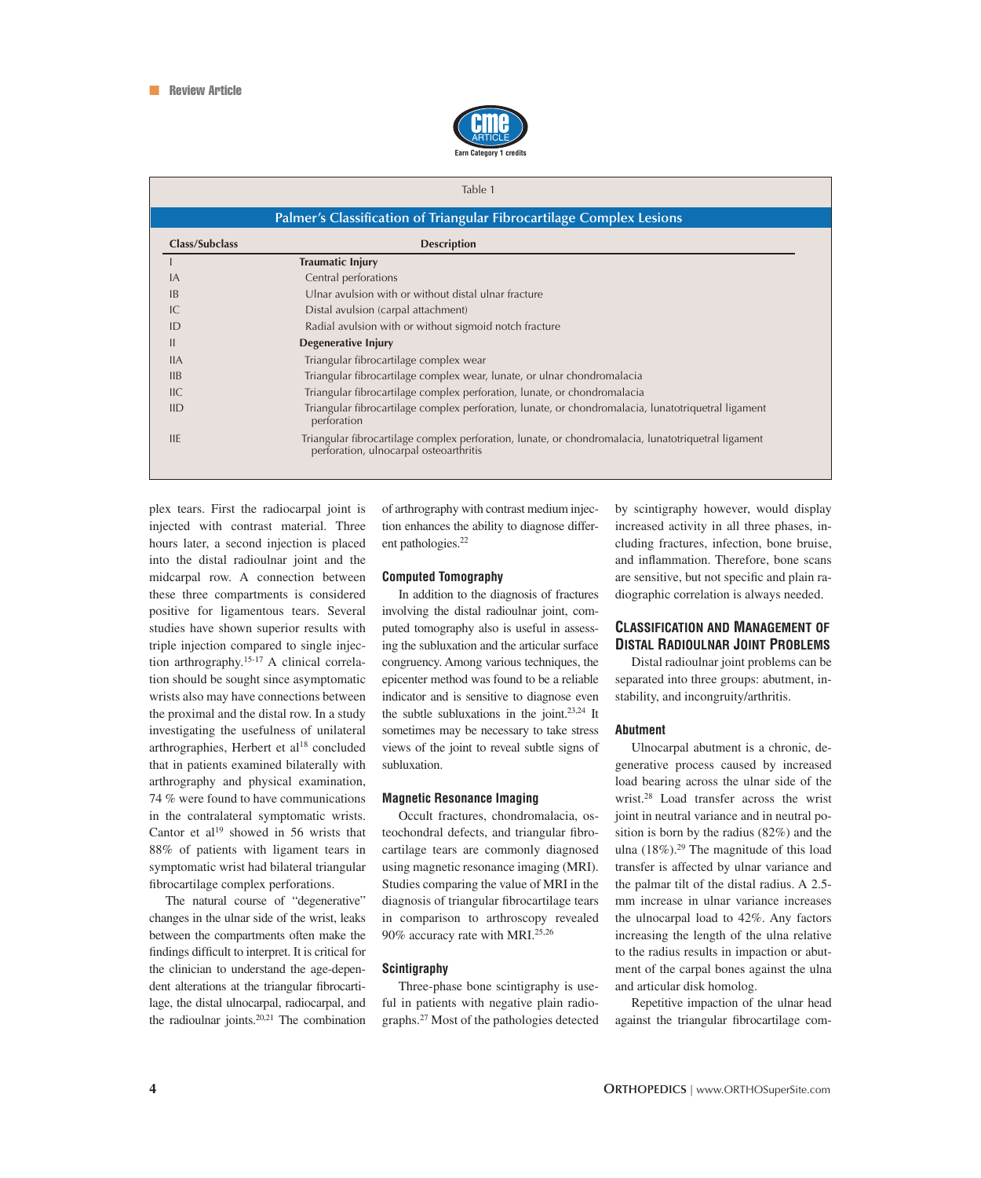Table 1

**Palmer's Classification of Triangular Fibrocartilage Complex Lesions**

| Class/Subclass | Description |
|---|---|
| I | **Traumatic Injury** |
| IA | Central perforations |
| IB | Ulnar avulsion with or without distal ulnar fracture |
| IC | Distal avulsion (carpal attachment) |
| ID | Radial avulsion with or without sigmoid notch fracture |
| II | **Degenerative Injury** |
| IIA | Triangular fibrocartilage complex wear |
| IIB | Triangular fibrocartilage complex wear, lunate, or ulnar chondromalacia |
| IIC | Triangular fibrocartilage complex perforation, lunate, or chondromalacia |
| IID | Triangular fibrocartilage complex perforation, lunate, or chondromalacia, lunatotriquetral ligament perforation |
| IIE | Triangular fibrocartilage complex perforation, lunate, or chondromalacia, lunatotriquetral ligament perforation, ulnocarpal osteoarthritis |

plex tears. First the radiocarpal joint is injected with contrast material. Three hours later, a second injection is placed into the distal radioulnar joint and the midcarpal row. A connection between these three compartments is considered positive for ligamentous tears. Several studies have shown superior results with triple injection compared to single injection arthrography.[15-17] A clinical correlation should be sought since asymptomatic wrists also may have connections between the proximal and the distal row. In a study investigating the usefulness of unilateral arthrographies, Herbert et al[18] concluded that in patients examined bilaterally with arthrography and physical examination, 74 % were found to have communications in the contralateral symptomatic wrists. Cantor et al[19] showed in 56 wrists that 88% of patients with ligament tears in symptomatic wrist had bilateral triangular fibrocartilage complex perforations.

The natural course of "degenerative" changes in the ulnar side of the wrist, leaks between the compartments often make the findings difficult to interpret. It is critical for the clinician to understand the age-dependent alterations at the triangular fibrocartilage, the distal ulnocarpal, radiocarpal, and the radioulnar joints.[20,21] The combination of arthrography with contrast medium injection enhances the ability to diagnose different pathologies.[22]

### Computed Tomography

In addition to the diagnosis of fractures involving the distal radioulnar joint, computed tomography also is useful in assessing the subluxation and the articular surface congruency. Among various techniques, the epicenter method was found to be a reliable indicator and is sensitive to diagnose even the subtle subluxations in the joint.[23,24] It sometimes may be necessary to take stress views of the joint to reveal subtle signs of subluxation.

### Magnetic Resonance Imaging

Occult fractures, chondromalacia, osteochondral defects, and triangular fibrocartilage tears are commonly diagnosed using magnetic resonance imaging (MRI). Studies comparing the value of MRI in the diagnosis of triangular fibrocartilage tears in comparison to arthroscopy revealed 90% accuracy rate with MRI.[25,26]

### Scintigraphy

Three-phase bone scintigraphy is useful in patients with negative plain radiographs.[27] Most of the pathologies detected by scintigraphy however, would display increased activity in all three phases, including fractures, infection, bone bruise, and inflammation. Therefore, bone scans are sensitive, but not specific and plain radiographic correlation is always needed.

## Classification and Management of Distal Radioulnar Joint Problems

Distal radioulnar joint problems can be separated into three groups: abutment, instability, and incongruity/arthritis.

### Abutment

Ulnocarpal abutment is a chronic, degenerative process caused by increased load bearing across the ulnar side of the wrist.[28] Load transfer across the wrist joint in neutral variance and in neutral position is born by the radius (82%) and the ulna (18%).[29] The magnitude of this load transfer is affected by ulnar variance and the palmar tilt of the distal radius. A 2.5-mm increase in ulnar variance increases the ulnocarpal load to 42%. Any factors increasing the length of the ulna relative to the radius results in impaction or abutment of the carpal bones against the ulna and articular disk homolog.

Repetitive impaction of the ulnar head against the triangular fibrocartilage com-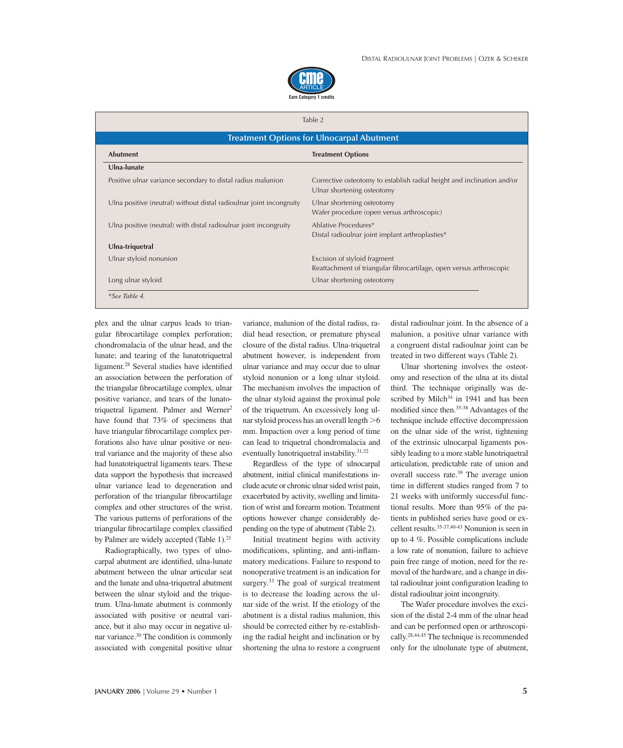Table 2

**Treatment Options for Ulnocarpal Abutment**

| Abutment | Treatment Options |
| --- | --- |
| **Ulna-lunate** | |
| Positive ulnar variance secondary to distal radius malunion | Corrective osteotomy to establish radial height and inclination and/or Ulnar shortening osteotomy |
| Ulna positive (neutral) without distal radioulnar joint incongruity | Ulnar shortening osteotomy<br>Wafer procedure (open versus arthroscopic) |
| Ulna positive (neutral) with distal radioulnar joint incongruity | Ablative Procedures*<br>Distal radioulnar joint implant arthroplasties* |
| **Ulna-triquetral** | |
| Ulnar styloid nonunion | Excision of styloid fragment<br>Reattachment of triangular fibrocartilage, open versus arthroscopic |
| Long ulnar styloid | Ulnar shortening osteotomy |

*\*See Table 4.*

plex and the ulnar carpus leads to triangular fibrocartilage complex perforation; chondromalacia of the ulnar head, and the lunate; and tearing of the lunatotriquetral ligament.[28] Several studies have identified an association between the perforation of the triangular fibrocartilage complex, ulnar positive variance, and tears of the lunatotriquetral ligament. Palmer and Werner[2] have found that 73% of specimens that have triangular fibrocartilage complex perforations also have ulnar positive or neutral variance and the majority of these also had lunatotriquetral ligaments tears. These data support the hypothesis that increased ulnar variance lead to degeneration and perforation of the triangular fibrocartilage complex and other structures of the wrist. The various patterns of perforations of the triangular fibrocartilage complex classified by Palmer are widely accepted (Table 1).[21]

Radiographically, two types of ulnocarpal abutment are identified, ulna-lunate abutment between the ulnar articular seat and the lunate and ulna-triquetral abutment between the ulnar styloid and the triquetrum. Ulna-lunate abutment is commonly associated with positive or neutral variance, but it also may occur in negative ulnar variance.[30] The condition is commonly associated with congenital positive ulnar variance, malunion of the distal radius, radial head resection, or premature physeal closure of the distal radius. Ulna-triquetral abutment however, is independent from ulnar variance and may occur due to ulnar styloid nonunion or a long ulnar styloid. The mechanism involves the impaction of the ulnar styloid against the proximal pole of the triquetrum. An excessively long ulnar styloid process has an overall length >6 mm. Impaction over a long period of time can lead to triquetral chondromalacia and eventually lunotriquetral instability.[31,32]

Regardless of the type of ulnocarpal abutment, initial clinical manifestations include acute or chronic ulnar sided wrist pain, exacerbated by activity, swelling and limitation of wrist and forearm motion. Treatment options however change considerably depending on the type of abutment (Table 2).

Initial treatment begins with activity modifications, splinting, and anti-inflammatory medications. Failure to respond to nonoperative treatment is an indication for surgery.[33] The goal of surgical treatment is to decrease the loading across the ulnar side of the wrist. If the etiology of the abutment is a distal radius malunion, this should be corrected either by re-establishing the radial height and inclination or by shortening the ulna to restore a congruent distal radioulnar joint. In the absence of a malunion, a positive ulnar variance with a congruent distal radioulnar joint can be treated in two different ways (Table 2).

Ulnar shortening involves the osteotomy and resection of the ulna at its distal third. The technique originally was described by Milch[34] in 1941 and has been modified since then.[35-38] Advantages of the technique include effective decompression on the ulnar side of the wrist, tightening of the extrinsic ulnocarpal ligaments possibly leading to a more stable lunotriquetral articulation, predictable rate of union and overall success rate.[39] The average union time in different studies ranged from 7 to 21 weeks with uniformly successful functional results. More than 95% of the patients in published series have good or excellent results.[35-37,40-43] Nonunion is seen in up to 4 %. Possible complications include a low rate of nonunion, failure to achieve pain free range of motion, need for the removal of the hardware, and a change in distal radioulnar joint configuration leading to distal radioulnar joint incongruity.

The Wafer procedure involves the excision of the distal 2-4 mm of the ulnar head and can be performed open or arthroscopically.[28,44,45] The technique is recommended only for the ulnolunate type of abutment,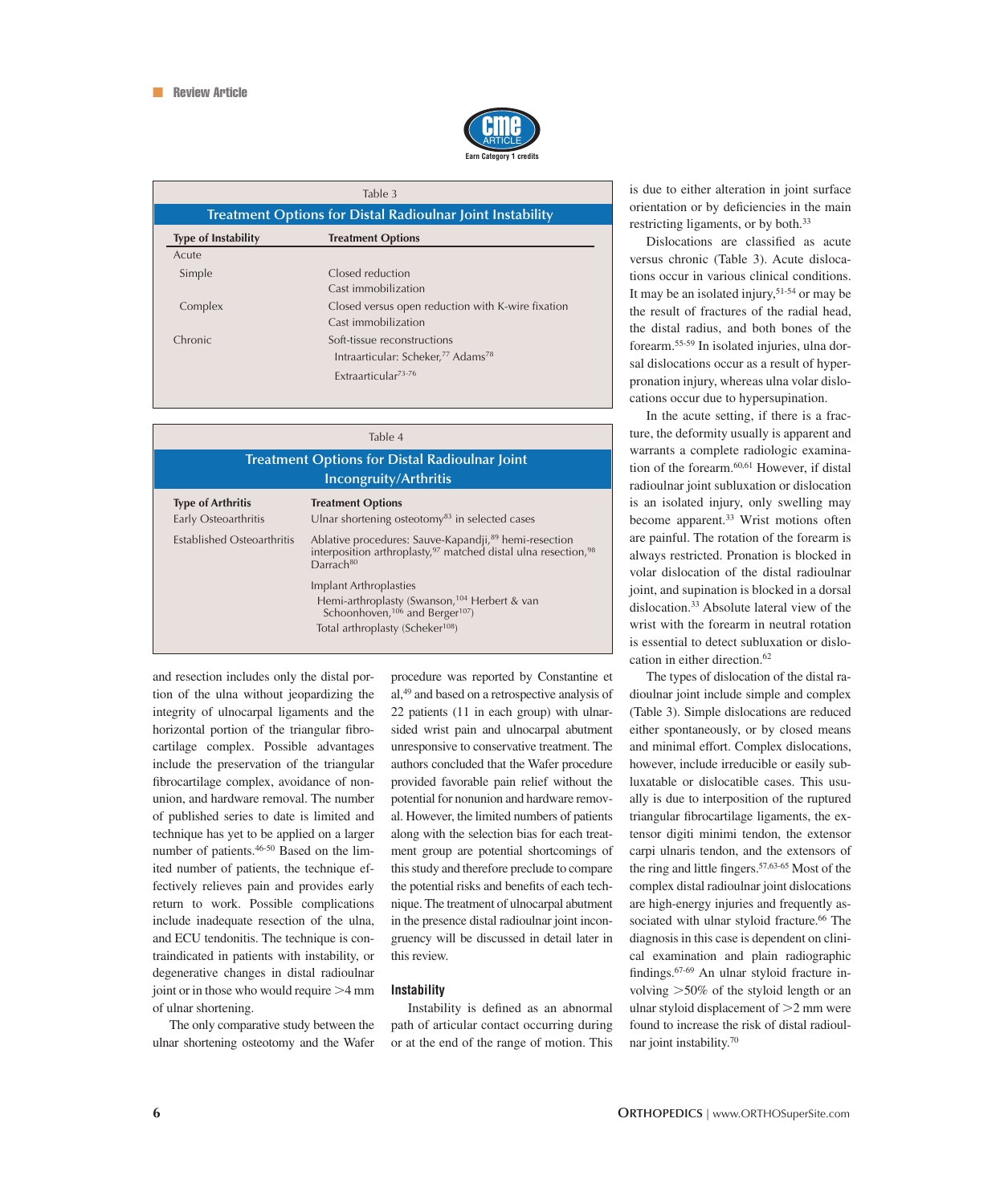Table 3

**Treatment Options for Distal Radioulnar Joint Instability**

| Type of Instability | Treatment Options |
|---|---|
| Acute | |
| Simple | Closed reduction<br>Cast immobilization |
| Complex | Closed versus open reduction with K-wire fixation<br>Cast immobilization |
| Chronic | Soft-tissue reconstructions<br>Intraarticular: Scheker,[77] Adams[78]<br>Extraarticular[73-76] |

Table 4

**Treatment Options for Distal Radioulnar Joint Incongruity/Arthritis**

| Type of Arthritis | Treatment Options |
|---|---|
| Early Osteoarthritis | Ulnar shortening osteotomy[83] in selected cases |
| Established Osteoarthritis | Ablative procedures: Sauve-Kapandji,[89] hemi-resection interposition arthroplasty,[97] matched distal ulna resection,[98] Darrach[80] |
| | Implant Arthroplasties<br>Hemi-arthroplasty (Swanson,[104] Herbert & van Schoonhoven,[106] and Berger[107])<br>Total arthroplasty (Scheker[108]) |

and resection includes only the distal portion of the ulna without jeopardizing the integrity of ulnocarpal ligaments and the horizontal portion of the triangular fibrocartilage complex. Possible advantages include the preservation of the triangular fibrocartilage complex, avoidance of nonunion, and hardware removal. The number of published series to date is limited and technique has yet to be applied on a larger number of patients.[46-50] Based on the limited number of patients, the technique effectively relieves pain and provides early return to work. Possible complications include inadequate resection of the ulna, and ECU tendonitis. The technique is contraindicated in patients with instability, or degenerative changes in distal radioulnar joint or in those who would require >4 mm of ulnar shortening.

The only comparative study between the ulnar shortening osteotomy and the Wafer procedure was reported by Constantine et al,[49] and based on a retrospective analysis of 22 patients (11 in each group) with ulnar-sided wrist pain and ulnocarpal abutment unresponsive to conservative treatment. The authors concluded that the Wafer procedure provided favorable pain relief without the potential for nonunion and hardware removal. However, the limited numbers of patients along with the selection bias for each treatment group are potential shortcomings of this study and therefore preclude to compare the potential risks and benefits of each technique. The treatment of ulnocarpal abutment in the presence distal radioulnar joint incongruency will be discussed in detail later in this review.

## Instability

Instability is defined as an abnormal path of articular contact occurring during or at the end of the range of motion. This is due to either alteration in joint surface orientation or by deficiencies in the main restricting ligaments, or by both.[33]

Dislocations are classified as acute versus chronic (Table 3). Acute dislocations occur in various clinical conditions. It may be an isolated injury,[51-54] or may be the result of fractures of the radial head, the distal radius, and both bones of the forearm.[55-59] In isolated injuries, ulna dorsal dislocations occur as a result of hyperpronation injury, whereas ulna volar dislocations occur due to hypersupination.

In the acute setting, if there is a fracture, the deformity usually is apparent and warrants a complete radiologic examination of the forearm.[60,61] However, if distal radioulnar joint subluxation or dislocation is an isolated injury, only swelling may become apparent.[33] Wrist motions often are painful. The rotation of the forearm is always restricted. Pronation is blocked in volar dislocation of the distal radioulnar joint, and supination is blocked in a dorsal dislocation.[33] Absolute lateral view of the wrist with the forearm in neutral rotation is essential to detect subluxation or dislocation in either direction.[62]

The types of dislocation of the distal radioulnar joint include simple and complex (Table 3). Simple dislocations are reduced either spontaneously, or by closed means and minimal effort. Complex dislocations, however, include irreducible or easily subluxatable or dislocatible cases. This usually is due to interposition of the ruptured triangular fibrocartilage ligaments, the extensor digiti minimi tendon, the extensor carpi ulnaris tendon, and the extensors of the ring and little fingers.[57,63-65] Most of the complex distal radioulnar joint dislocations are high-energy injuries and frequently associated with ulnar styloid fracture.[66] The diagnosis in this case is dependent on clinical examination and plain radiographic findings.[67-69] An ulnar styloid fracture involving >50% of the styloid length or an ulnar styloid displacement of >2 mm were found to increase the risk of distal radioulnar joint instability.[70]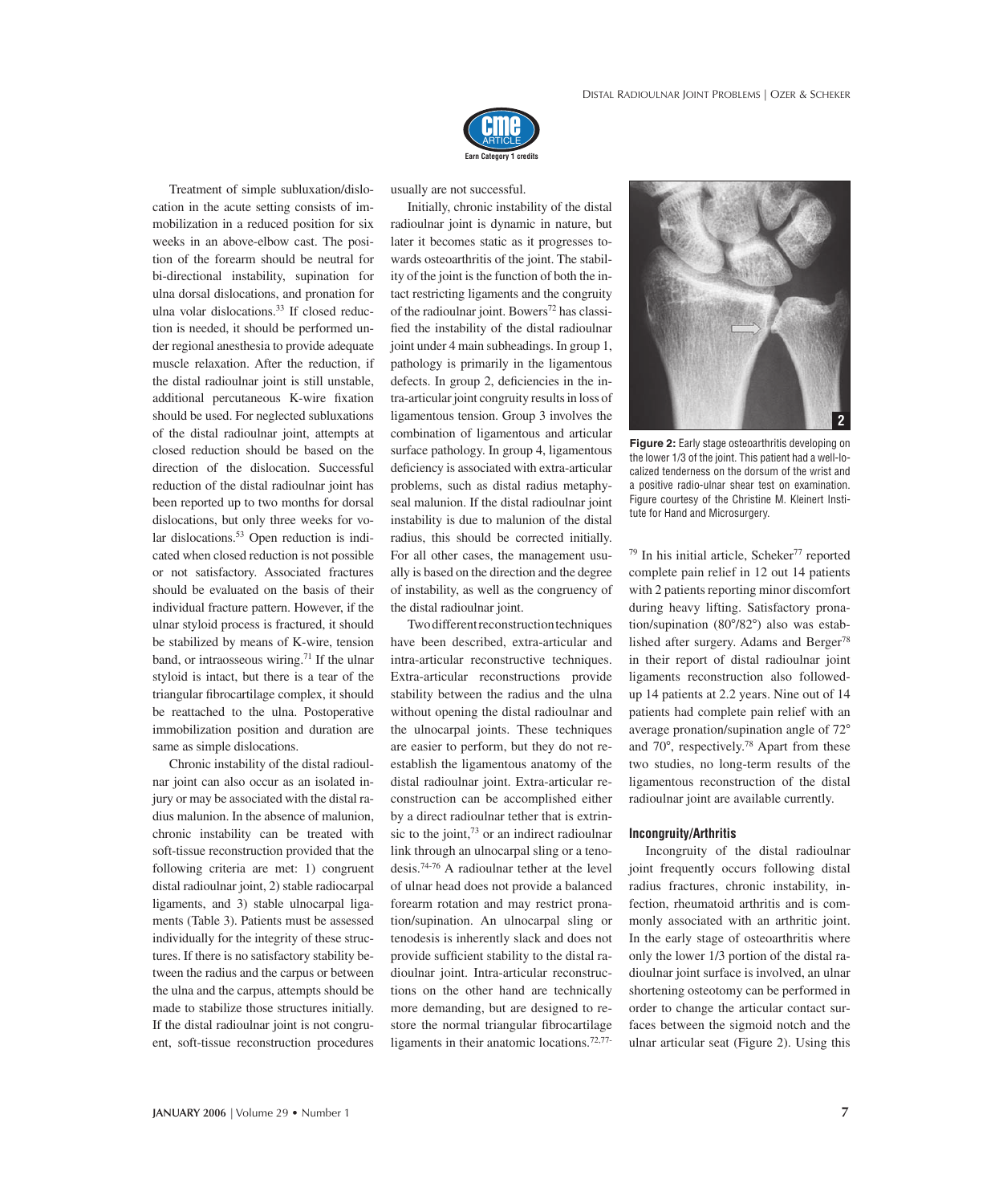Treatment of simple subluxation/dislocation in the acute setting consists of immobilization in a reduced position for six weeks in an above-elbow cast. The position of the forearm should be neutral for bi-directional instability, supination for ulna dorsal dislocations, and pronation for ulna volar dislocations.[33] If closed reduction is needed, it should be performed under regional anesthesia to provide adequate muscle relaxation. After the reduction, if the distal radioulnar joint is still unstable, additional percutaneous K-wire fixation should be used. For neglected subluxations of the distal radioulnar joint, attempts at closed reduction should be based on the direction of the dislocation. Successful reduction of the distal radioulnar joint has been reported up to two months for dorsal dislocations, but only three weeks for volar dislocations.[53] Open reduction is indicated when closed reduction is not possible or not satisfactory. Associated fractures should be evaluated on the basis of their individual fracture pattern. However, if the ulnar styloid process is fractured, it should be stabilized by means of K-wire, tension band, or intraosseous wiring.[71] If the ulnar styloid is intact, but there is a tear of the triangular fibrocartilage complex, it should be reattached to the ulna. Postoperative immobilization position and duration are same as simple dislocations.

Chronic instability of the distal radioulnar joint can also occur as an isolated injury or may be associated with the distal radius malunion. In the absence of malunion, chronic instability can be treated with soft-tissue reconstruction provided that the following criteria are met: 1) congruent distal radioulnar joint, 2) stable radiocarpal ligaments, and 3) stable ulnocarpal ligaments (Table 3). Patients must be assessed individually for the integrity of these structures. If there is no satisfactory stability between the radius and the carpus or between the ulna and the carpus, attempts should be made to stabilize those structures initially. If the distal radioulnar joint is not congruent, soft-tissue reconstruction procedures usually are not successful.

Initially, chronic instability of the distal radioulnar joint is dynamic in nature, but later it becomes static as it progresses towards osteoarthritis of the joint. The stability of the joint is the function of both the intact restricting ligaments and the congruity of the radioulnar joint. Bowers[72] has classified the instability of the distal radioulnar joint under 4 main subheadings. In group 1, pathology is primarily in the ligamentous defects. In group 2, deficiencies in the intra-articular joint congruity results in loss of ligamentous tension. Group 3 involves the combination of ligamentous and articular surface pathology. In group 4, ligamentous deficiency is associated with extra-articular problems, such as distal radius metaphyseal malunion. If the distal radioulnar joint instability is due to malunion of the distal radius, this should be corrected initially. For all other cases, the management usually is based on the direction and the degree of instability, as well as the congruency of the distal radioulnar joint.

Two different reconstruction techniques have been described, extra-articular and intra-articular reconstructive techniques. Extra-articular reconstructions provide stability between the radius and the ulna without opening the distal radioulnar and the ulnocarpal joints. These techniques are easier to perform, but they do not re-establish the ligamentous anatomy of the distal radioulnar joint. Extra-articular reconstruction can be accomplished either by a direct radioulnar tether that is extrinsic to the joint,[73] or an indirect radioulnar link through an ulnocarpal sling or a tenodesis.[74-76] A radioulnar tether at the level of ulnar head does not provide a balanced forearm rotation and may restrict pronation/supination. An ulnocarpal sling or tenodesis is inherently slack and does not provide sufficient stability to the distal radioulnar joint. Intra-articular reconstructions on the other hand are technically more demanding, but are designed to restore the normal triangular fibrocartilage ligaments in their anatomic locations.[72,77-79] In his initial article, Scheker[77] reported complete pain relief in 12 out 14 patients with 2 patients reporting minor discomfort during heavy lifting. Satisfactory pronation/supination (80°/82°) also was established after surgery. Adams and Berger[78] in their report of distal radioulnar joint ligaments reconstruction also followed-up 14 patients at 2.2 years. Nine out of 14 patients had complete pain relief with an average pronation/supination angle of 72° and 70°, respectively.[78] Apart from these two studies, no long-term results of the ligamentous reconstruction of the distal radioulnar joint are available currently.

**Figure 2:** Early stage osteoarthritis developing on the lower 1/3 of the joint. This patient had a well-localized tenderness on the dorsum of the wrist and a positive radio-ulnar shear test on examination. Figure courtesy of the Christine M. Kleinert Institute for Hand and Microsurgery.

#### Incongruity/Arthritis

Incongruity of the distal radioulnar joint frequently occurs following distal radius fractures, chronic instability, infection, rheumatoid arthritis and is commonly associated with an arthritic joint. In the early stage of osteoarthritis where only the lower 1/3 portion of the distal radioulnar joint surface is involved, an ulnar shortening osteotomy can be performed in order to change the articular contact surfaces between the sigmoid notch and the ulnar articular seat (Figure 2). Using this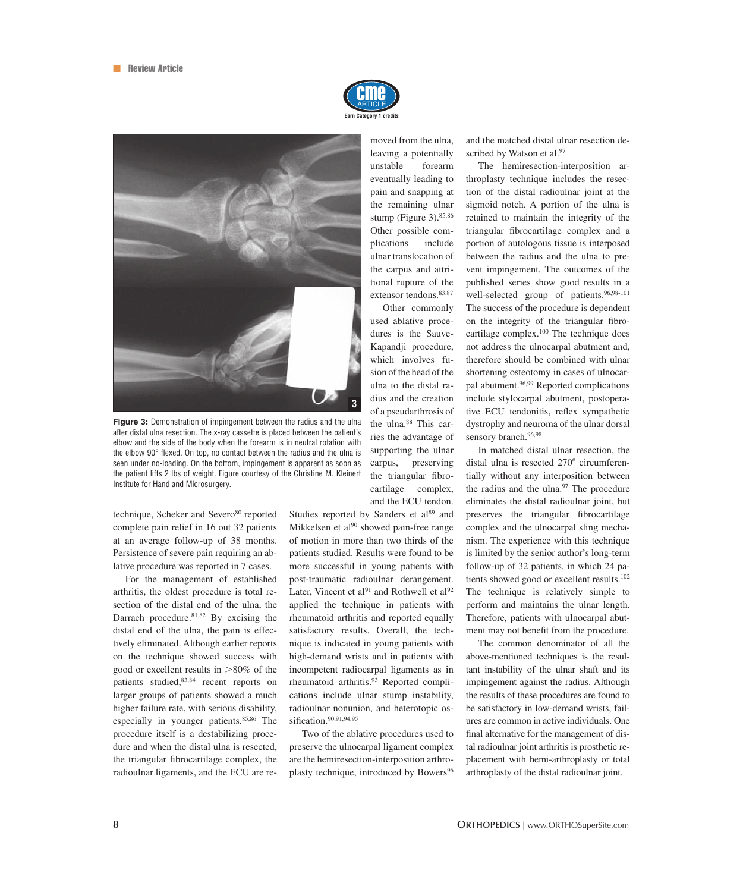Figure 3: Demonstration of impingement between the radius and the ulna after distal ulna resection. The x-ray cassette is placed between the patient's elbow and the side of the body when the forearm is in neutral rotation with the elbow 90° flexed. On top, no contact between the radius and the ulna is seen under no-loading. On the bottom, impingement is apparent as soon as the patient lifts 2 lbs of weight. Figure courtesy of the Christine M. Kleinert Institute for Hand and Microsurgery.

technique, Scheker and Severo[80] reported complete pain relief in 16 out 32 patients at an average follow-up of 38 months. Persistence of severe pain requiring an ablative procedure was reported in 7 cases.

For the management of established arthritis, the oldest procedure is total resection of the distal end of the ulna, the Darrach procedure.[81,82] By excising the distal end of the ulna, the pain is effectively eliminated. Although earlier reports on the technique showed success with good or excellent results in >80% of the patients studied,[83,84] recent reports on larger groups of patients showed a much higher failure rate, with serious disability, especially in younger patients.[85,86] The procedure itself is a destabilizing procedure and when the distal ulna is resected, the triangular fibrocartilage complex, the radioulnar ligaments, and the ECU are removed from the ulna, leaving a potentially unstable forearm eventually leading to pain and snapping at the remaining ulnar stump (Figure 3).[85,86] Other possible complications include ulnar translocation of the carpus and attritional rupture of the extensor tendons.[83,87]

Other commonly used ablative procedures is the Sauve-Kapandji procedure, which involves fusion of the head of the ulna to the distal radius and the creation of a pseudarthrosis of the ulna.[88] This carries the advantage of supporting the ulnar carpus, preserving the triangular fibrocartilage complex, and the ECU tendon. Studies reported by Sanders et al[89] and Mikkelsen et al[90] showed pain-free range of motion in more than two thirds of the patients studied. Results were found to be more successful in young patients with post-traumatic radioulnar derangement. Later, Vincent et al[91] and Rothwell et al[92] applied the technique in patients with rheumatoid arthritis and reported equally satisfactory results. Overall, the technique is indicated in young patients with high-demand wrists and in patients with incompetent radiocarpal ligaments as in rheumatoid arthritis.[93] Reported complications include ulnar stump instability, radioulnar nonunion, and heterotopic ossification.[90,91,94,95]

Two of the ablative procedures used to preserve the ulnocarpal ligament complex are the hemiresection-interposition arthroplasty technique, introduced by Bowers[96] and the matched distal ulnar resection described by Watson et al.[97]

The hemiresection-interposition arthroplasty technique includes the resection of the distal radioulnar joint at the sigmoid notch. A portion of the ulna is retained to maintain the integrity of the triangular fibrocartilage complex and a portion of autologous tissue is interposed between the radius and the ulna to prevent impingement. The outcomes of the published series show good results in a well-selected group of patients.[96,98-101] The success of the procedure is dependent on the integrity of the triangular fibrocartilage complex.[100] The technique does not address the ulnocarpal abutment and, therefore should be combined with ulnar shortening osteotomy in cases of ulnocarpal abutment.[96,99] Reported complications include stylocarpal abutment, postoperative ECU tendonitis, reflex sympathetic dystrophy and neuroma of the ulnar dorsal sensory branch.[96,98]

In matched distal ulnar resection, the distal ulna is resected 270° circumferentially without any interposition between the radius and the ulna.[97] The procedure eliminates the distal radioulnar joint, but preserves the triangular fibrocartilage complex and the ulnocarpal sling mechanism. The experience with this technique is limited by the senior author's long-term follow-up of 32 patients, in which 24 patients showed good or excellent results.[102] The technique is relatively simple to perform and maintains the ulnar length. Therefore, patients with ulnocarpal abutment may not benefit from the procedure.

The common denominator of all the above-mentioned techniques is the resultant instability of the ulnar shaft and its impingement against the radius. Although the results of these procedures are found to be satisfactory in low-demand wrists, failures are common in active individuals. One final alternative for the management of distal radioulnar joint arthritis is prosthetic replacement with hemi-arthroplasty or total arthroplasty of the distal radioulnar joint.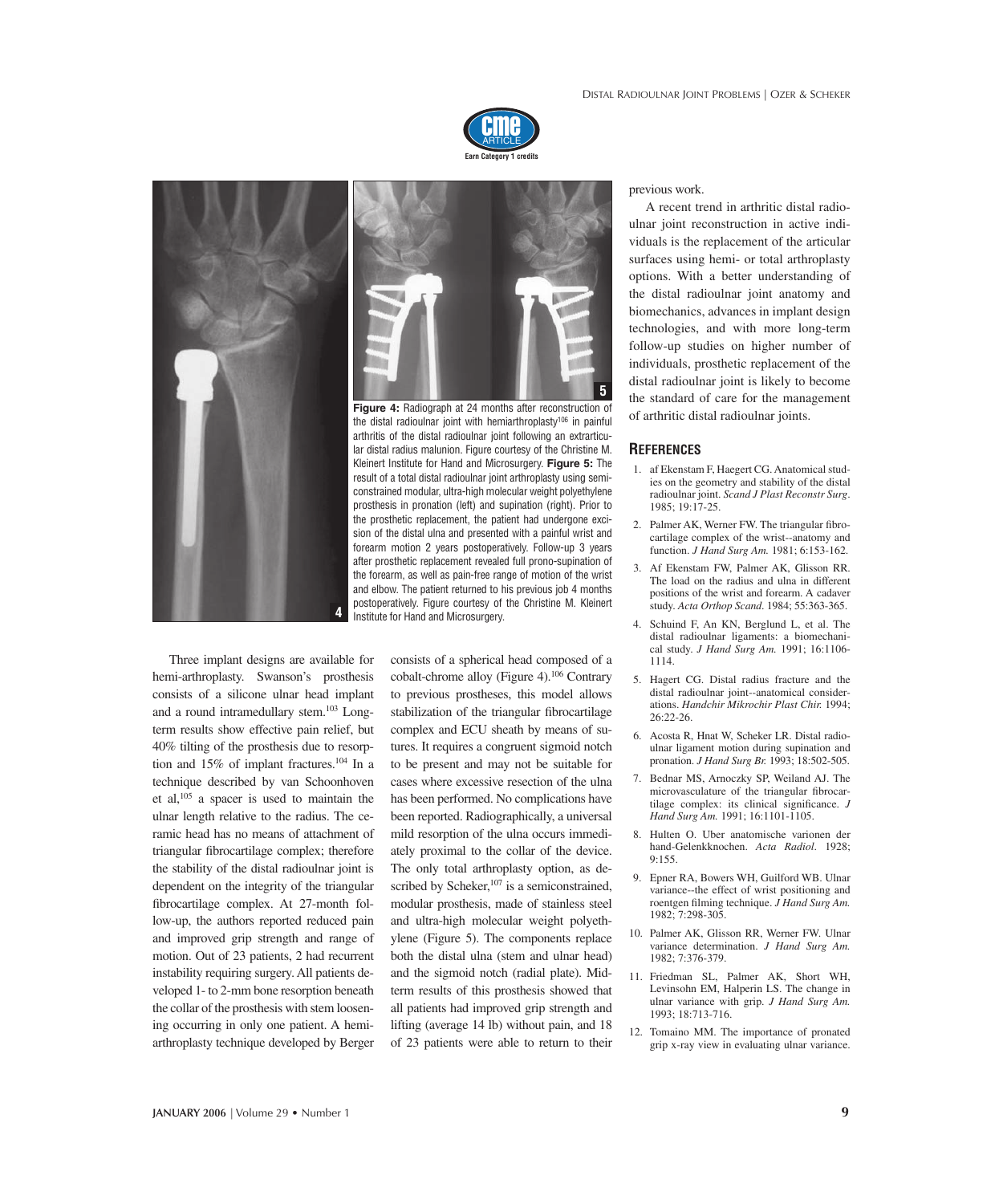**Figure 4:** Radiograph at 24 months after reconstruction of the distal radioulnar joint with hemiarthroplasty[106] in painful arthritis of the distal radioulnar joint following an extrarticular distal radius malunion. Figure courtesy of the Christine M. Kleinert Institute for Hand and Microsurgery. **Figure 5:** The result of a total distal radioulnar joint arthroplasty using semiconstrained modular, ultra-high molecular weight polyethylene prosthesis in pronation (left) and supination (right). Prior to the prosthetic replacement, the patient had undergone excision of the distal ulna and presented with a painful wrist and forearm motion 2 years postoperatively. Follow-up 3 years after prosthetic replacement revealed full prono-supination of the forearm, as well as pain-free range of motion of the wrist and elbow. The patient returned to his previous job 4 months postoperatively. Figure courtesy of the Christine M. Kleinert Institute for Hand and Microsurgery.

Three implant designs are available for hemi-arthroplasty. Swanson's prosthesis consists of a silicone ulnar head implant and a round intramedullary stem.[103] Long-term results show effective pain relief, but 40% tilting of the prosthesis due to resorption and 15% of implant fractures.[104] In a technique described by van Schoonhoven et al,[105] a spacer is used to maintain the ulnar length relative to the radius. The ceramic head has no means of attachment of triangular fibrocartilage complex; therefore the stability of the distal radioulnar joint is dependent on the integrity of the triangular fibrocartilage complex. At 27-month follow-up, the authors reported reduced pain and improved grip strength and range of motion. Out of 23 patients, 2 had recurrent instability requiring surgery. All patients developed 1- to 2-mm bone resorption beneath the collar of the prosthesis with stem loosening occurring in only one patient. A hemiarthroplasty technique developed by Berger consists of a spherical head composed of a cobalt-chrome alloy (Figure 4).[106] Contrary to previous prostheses, this model allows stabilization of the triangular fibrocartilage complex and ECU sheath by means of sutures. It requires a congruent sigmoid notch to be present and may not be suitable for cases where excessive resection of the ulna has been performed. No complications have been reported. Radiographically, a universal mild resorption of the ulna occurs immediately proximal to the collar of the device. The only total arthroplasty option, as described by Scheker,[107] is a semiconstrained, modular prosthesis, made of stainless steel and ultra-high molecular weight polyethylene (Figure 5). The components replace both the distal ulna (stem and ulnar head) and the sigmoid notch (radial plate). Mid-term results of this prosthesis showed that all patients had improved grip strength and lifting (average 14 lb) without pain, and 18 of 23 patients were able to return to their previous work.

A recent trend in arthritic distal radioulnar joint reconstruction in active individuals is the replacement of the articular surfaces using hemi- or total arthroplasty options. With a better understanding of the distal radioulnar joint anatomy and biomechanics, advances in implant design technologies, and with more long-term follow-up studies on higher number of individuals, prosthetic replacement of the distal radioulnar joint is likely to become the standard of care for the management of arthritic distal radioulnar joints.

## References

1. af Ekenstam F, Haegert CG. Anatomical studies on the geometry and stability of the distal radioulnar joint. *Scand J Plast Reconstr Surg*. 1985; 19:17-25.
2. Palmer AK, Werner FW. The triangular fibrocartilage complex of the wrist--anatomy and function. *J Hand Surg Am.* 1981; 6:153-162.
3. Af Ekenstam FW, Palmer AK, Glisson RR. The load on the radius and ulna in different positions of the wrist and forearm. A cadaver study. *Acta Orthop Scand*. 1984; 55:363-365.
4. Schuind F, An KN, Berglund L, et al. The distal radioulnar ligaments: a biomechanical study. *J Hand Surg Am.* 1991; 16:1106-1114.
5. Hagert CG. Distal radius fracture and the distal radioulnar joint--anatomical considerations. *Handchir Mikrochir Plast Chir.* 1994; 26:22-26.
6. Acosta R, Hnat W, Scheker LR. Distal radioulnar ligament motion during supination and pronation. *J Hand Surg Br.* 1993; 18:502-505.
7. Bednar MS, Arnoczky SP, Weiland AJ. The microvasculature of the triangular fibrocartilage complex: its clinical significance. *J Hand Surg Am.* 1991; 16:1101-1105.
8. Hulten O. Uber anatomische varionen der hand-Gelenkknochen. *Acta Radiol*. 1928; 9:155.
9. Epner RA, Bowers WH, Guilford WB. Ulnar variance--the effect of wrist positioning and roentgen filming technique. *J Hand Surg Am.* 1982; 7:298-305.
10. Palmer AK, Glisson RR, Werner FW. Ulnar variance determination. *J Hand Surg Am.* 1982; 7:376-379.
11. Friedman SL, Palmer AK, Short WH, Levinsohn EM, Halperin LS. The change in ulnar variance with grip. *J Hand Surg Am.* 1993; 18:713-716.
12. Tomaino MM. The importance of pronated grip x-ray view in evaluating ulnar variance.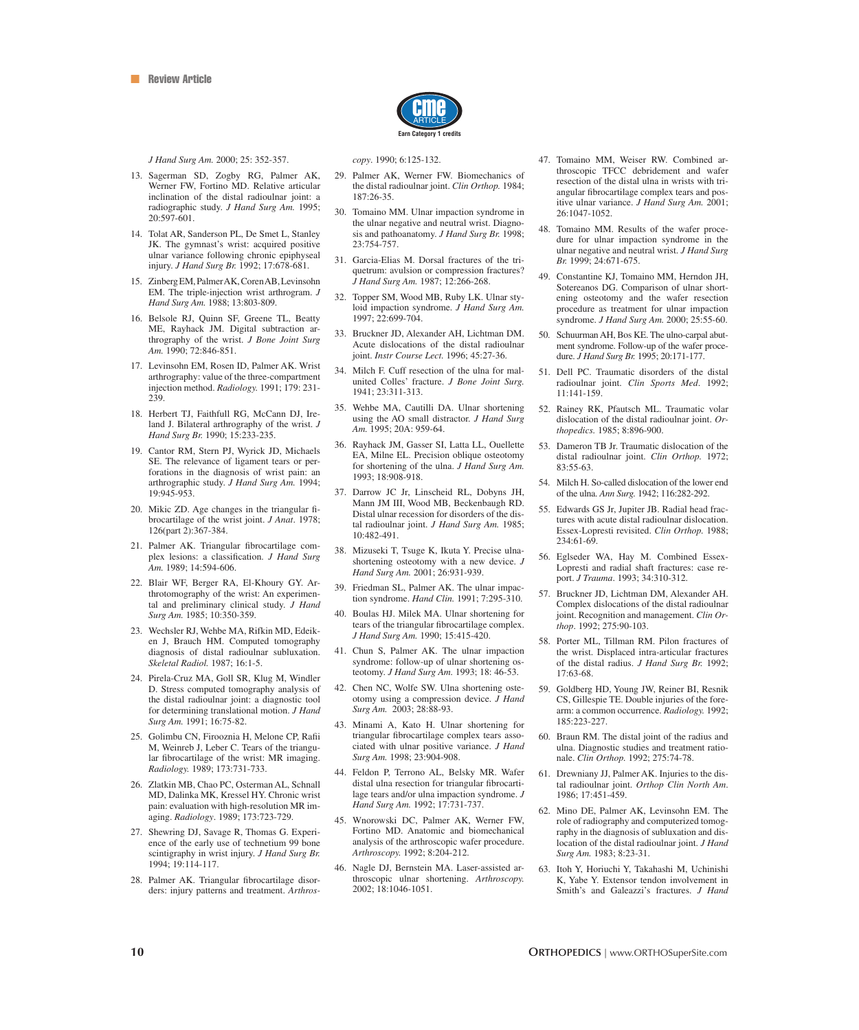*J Hand Surg Am.* 2000; 25: 352-357.

13. Sagerman SD, Zogby RG, Palmer AK, Werner FW, Fortino MD. Relative articular inclination of the distal radioulnar joint: a radiographic study. *J Hand Surg Am.* 1995; 20:597-601.
14. Tolat AR, Sanderson PL, De Smet L, Stanley JK. The gymnast's wrist: acquired positive ulnar variance following chronic epiphyseal injury. *J Hand Surg Br.* 1992; 17:678-681.
15. Zinberg EM, Palmer AK, Coren AB, Levinsohn EM. The triple-injection wrist arthrogram. *J Hand Surg Am.* 1988; 13:803-809.
16. Belsole RJ, Quinn SF, Greene TL, Beatty ME, Rayhack JM. Digital subtraction arthrography of the wrist. *J Bone Joint Surg Am.* 1990; 72:846-851.
17. Levinsohn EM, Rosen ID, Palmer AK. Wrist arthrography: value of the three-compartment injection method. *Radiology.* 1991; 179: 231-239.
18. Herbert TJ, Faithfull RG, McCann DJ, Ireland J. Bilateral arthrography of the wrist. *J Hand Surg Br.* 1990; 15:233-235.
19. Cantor RM, Stern PJ, Wyrick JD, Michaels SE. The relevance of ligament tears or perforations in the diagnosis of wrist pain: an arthrographic study. *J Hand Surg Am.* 1994; 19:945-953.
20. Mikic ZD. Age changes in the triangular fibrocartilage of the wrist joint. *J Anat*. 1978; 126(part 2):367-384.
21. Palmer AK. Triangular fibrocartilage complex lesions: a classification. *J Hand Surg Am.* 1989; 14:594-606.
22. Blair WF, Berger RA, El-Khoury GY. Arthrotomography of the wrist: An experimental and preliminary clinical study. *J Hand Surg Am.* 1985; 10:350-359.
23. Wechsler RJ, Wehbe MA, Rifkin MD, Edeiken J, Brauch HM. Computed tomography diagnosis of distal radioulnar subluxation. *Skeletal Radiol.* 1987; 16:1-5.
24. Pirela-Cruz MA, Goll SR, Klug M, Windler D. Stress computed tomography analysis of the distal radioulnar joint: a diagnostic tool for determining translational motion. *J Hand Surg Am.* 1991; 16:75-82.
25. Golimbu CN, Firooznia H, Melone CP, Rafii M, Weinreb J, Leber C. Tears of the triangular fibrocartilage of the wrist: MR imaging. *Radiology.* 1989; 173:731-733.
26. Zlatkin MB, Chao PC, Osterman AL, Schnall MD, Dalinka MK, Kressel HY. Chronic wrist pain: evaluation with high-resolution MR imaging. *Radiology*. 1989; 173:723-729.
27. Shewring DJ, Savage R, Thomas G. Experience of the early use of technetium 99 bone scintigraphy in wrist injury. *J Hand Surg Br.* 1994; 19:114-117.
28. Palmer AK. Triangular fibrocartilage disorders: injury patterns and treatment. *Arthroscopy*. 1990; 6:125-132.
29. Palmer AK, Werner FW. Biomechanics of the distal radioulnar joint. *Clin Orthop.* 1984; 187:26-35.
30. Tomaino MM. Ulnar impaction syndrome in the ulnar negative and neutral wrist. Diagnosis and pathoanatomy. *J Hand Surg Br.* 1998; 23:754-757.
31. Garcia-Elias M. Dorsal fractures of the triquetrum: avulsion or compression fractures? *J Hand Surg Am.* 1987; 12:266-268.
32. Topper SM, Wood MB, Ruby LK. Ulnar styloid impaction syndrome. *J Hand Surg Am.* 1997; 22:699-704.
33. Bruckner JD, Alexander AH, Lichtman DM. Acute dislocations of the distal radioulnar joint. *Instr Course Lect.* 1996; 45:27-36.
34. Milch F. Cuff resection of the ulna for malunited Colles' fracture. *J Bone Joint Surg.* 1941; 23:311-313.
35. Wehbe MA, Cautilli DA. Ulnar shortening using the AO small distractor. *J Hand Surg Am.* 1995; 20A: 959-64.
36. Rayhack JM, Gasser SI, Latta LL, Ouellette EA, Milne EL. Precision oblique osteotomy for shortening of the ulna. *J Hand Surg Am.* 1993; 18:908-918.
37. Darrow JC Jr, Linscheid RL, Dobyns JH, Mann JM III, Wood MB, Beckenbaugh RD. Distal ulnar recession for disorders of the distal radioulnar joint. *J Hand Surg Am.* 1985; 10:482-491.
38. Mizuseki T, Tsuge K, Ikuta Y. Precise ulna-shortening osteotomy with a new device. *J Hand Surg Am.* 2001; 26:931-939.
39. Friedman SL, Palmer AK. The ulnar impaction syndrome. *Hand Clin.* 1991; 7:295-310.
40. Boulas HJ. Milek MA. Ulnar shortening for tears of the triangular fibrocartilage complex. *J Hand Surg Am.* 1990; 15:415-420.
41. Chun S, Palmer AK. The ulnar impaction syndrome: follow-up of ulnar shortening osteotomy. *J Hand Surg Am.* 1993; 18: 46-53.
42. Chen NC, Wolfe SW. Ulna shortening osteotomy using a compression device. *J Hand Surg Am.* 2003; 28:88-93.
43. Minami A, Kato H. Ulnar shortening for triangular fibrocartilage complex tears associated with ulnar positive variance. *J Hand Surg Am.* 1998; 23:904-908.
44. Feldon P, Terrono AL, Belsky MR. Wafer distal ulna resection for triangular fibrocartilage tears and/or ulna impaction syndrome. *J Hand Surg Am.* 1992; 17:731-737.
45. Wnorowski DC, Palmer AK, Werner FW, Fortino MD. Anatomic and biomechanical analysis of the arthroscopic wafer procedure. *Arthroscopy.* 1992; 8:204-212.
46. Nagle DJ, Bernstein MA. Laser-assisted arthroscopic ulnar shortening. *Arthroscopy.* 2002; 18:1046-1051.
47. Tomaino MM, Weiser RW. Combined arthroscopic TFCC debridement and wafer resection of the distal ulna in wrists with triangular fibrocartilage complex tears and positive ulnar variance. *J Hand Surg Am.* 2001; 26:1047-1052.
48. Tomaino MM. Results of the wafer procedure for ulnar impaction syndrome in the ulnar negative and neutral wrist. *J Hand Surg Br.* 1999; 24:671-675.
49. Constantine KJ, Tomaino MM, Herndon JH, Sotereanos DG. Comparison of ulnar shortening osteotomy and the wafer resection procedure as treatment for ulnar impaction syndrome. *J Hand Surg Am.* 2000; 25:55-60.
50. Schuurman AH, Bos KE. The ulno-carpal abutment syndrome. Follow-up of the wafer procedure. *J Hand Surg Br.* 1995; 20:171-177.
51. Dell PC. Traumatic disorders of the distal radioulnar joint. *Clin Sports Med*. 1992; 11:141-159.
52. Rainey RK, Pfautsch ML. Traumatic volar dislocation of the distal radioulnar joint. *Orthopedics.* 1985; 8:896-900.
53. Dameron TB Jr. Traumatic dislocation of the distal radioulnar joint. *Clin Orthop.* 1972; 83:55-63.
54. Milch H. So-called dislocation of the lower end of the ulna. *Ann Surg.* 1942; 116:282-292.
55. Edwards GS Jr, Jupiter JB. Radial head fractures with acute distal radioulnar dislocation. Essex-Lopresti revisited. *Clin Orthop.* 1988; 234:61-69.
56. Eglseder WA, Hay M. Combined Essex-Lopresti and radial shaft fractures: case report. *J Trauma*. 1993; 34:310-312.
57. Bruckner JD, Lichtman DM, Alexander AH. Complex dislocations of the distal radioulnar joint. Recognition and management. *Clin Orthop*. 1992; 275:90-103.
58. Porter ML, Tillman RM. Pilon fractures of the wrist. Displaced intra-articular fractures of the distal radius. *J Hand Surg Br.* 1992; 17:63-68.
59. Goldberg HD, Young JW, Reiner BI, Resnik CS, Gillespie TE. Double injuries of the forearm: a common occurrence. *Radiology.* 1992; 185:223-227.
60. Braun RM. The distal joint of the radius and ulna. Diagnostic studies and treatment rationale. *Clin Orthop.* 1992; 275:74-78.
61. Drewniany JJ, Palmer AK. Injuries to the distal radioulnar joint. *Orthop Clin North Am*. 1986; 17:451-459.
62. Mino DE, Palmer AK, Levinsohn EM. The role of radiography and computerized tomography in the diagnosis of subluxation and dislocation of the distal radioulnar joint. *J Hand Surg Am.* 1983; 8:23-31.
63. Itoh Y, Horiuchi Y, Takahashi M, Uchinishi K, Yabe Y. Extensor tendon involvement in Smith's and Galeazzi's fractures. *J Hand*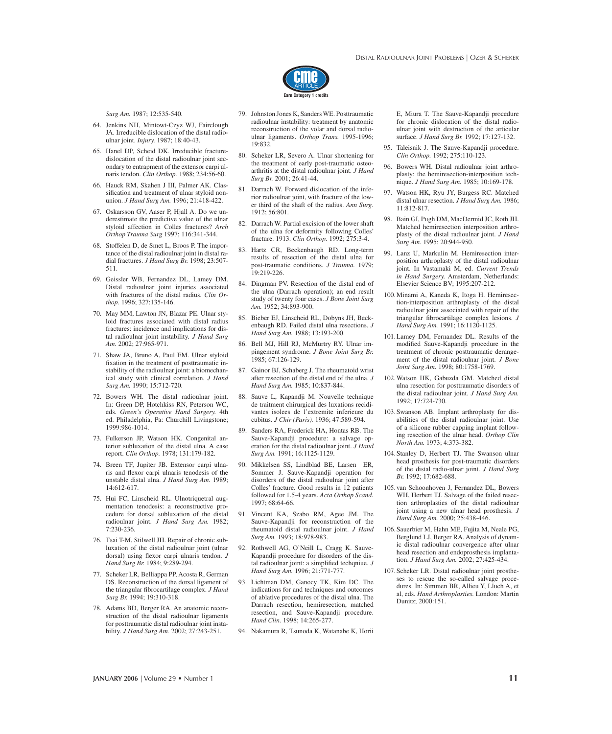Surg Am.* 1987; 12:535-540.

64. Jenkins NH, Mintowt-Czyz WJ, Fairclough JA. Irreducible dislocation of the distal radioulnar joint. *Injury.* 1987; 18:40-43.
65. Hanel DP, Scheid DK. Irreducible fracture-dislocation of the distal radioulnar joint secondary to entrapment of the extensor carpi ulnaris tendon. *Clin Orthop.* 1988; 234:56-60.
66. Hauck RM, Skahen J III, Palmer AK. Classification and treatment of ulnar styloid nonunion. *J Hand Surg Am.* 1996; 21:418-422.
67. Oskarsson GV, Aaser P, Hjall A. Do we underestimate the predictive value of the ulnar styloid affection in Colles fractures? *Arch Orthop Trauma Surg* 1997; 116:341-344.
68. Stoffelen D, de Smet L, Broos P. The importance of the distal radioulnar joint in distal radial fractures. *J Hand Surg Br.* 1998; 23:507-511.
69. Geissler WB, Fernandez DL, Lamey DM. Distal radioulnar joint injuries associated with fractures of the distal radius. *Clin Orthop*. 1996; 327:135-146.
70. May MM, Lawton JN, Blazar PE. Ulnar styloid fractures associated with distal radius fractures: incidence and implications for distal radioulnar joint instability. *J Hand Surg Am.* 2002; 27:965-971.
71. Shaw JA, Bruno A, Paul EM. Ulnar styloid fixation in the treatment of posttraumatic instability of the radioulnar joint: a biomechanical study with clinical correlation. *J Hand Surg Am.* 1990; 15:712-720.
72. Bowers WH. The distal radioulnar joint. In: Green DP, Hotchkiss RN, Peterson WC, eds. *Green's Operative Hand Surgery.* 4th ed. Philadelphia, Pa: Churchill Livingstone; 1999:986-1014.
73. Fulkerson JP, Watson HK. Congenital anterior subluxation of the distal ulna. A case report. *Clin Orthop.* 1978; 131:179-182.
74. Breen TF, Jupiter JB. Extensor carpi ulnaris and flexor carpi ulnaris tenodesis of the unstable distal ulna. *J Hand Surg Am.* 1989; 14:612-617.
75. Hui FC, Linscheid RL. Ulnotriquetral augmentation tenodesis: a reconstructive procedure for dorsal subluxation of the distal radioulnar joint. *J Hand Surg Am.* 1982; 7:230-236.
76. Tsai T-M, Stilwell JH. Repair of chronic subluxation of the distal radioulnar joint (ulnar dorsal) using flexor carpi ulnaris tendon. *J Hand Surg Br.* 1984; 9:289-294.
77. Scheker LR, Belliappa PP, Acosta R, German DS. Reconstruction of the dorsal ligament of the triangular fibrocartilage complex. *J Hand Surg Br.* 1994; 19:310-318.
78. Adams BD, Berger RA. An anatomic reconstruction of the distal radioulnar ligaments for posttraumatic distal radioulnar joint instability. *J Hand Surg Am.* 2002; 27:243-251.
79. Johnston Jones K, Sanders WE. Posttraumatic radioulnar instability: treatment by anatomic reconstruction of the volar and dorsal radioulnar ligaments. *Orthop Trans.* 1995-1996; 19:832.
80. Scheker LR, Severo A. Ulnar shortening for the treatment of early post-traumatic osteoarthritis at the distal radioulnar joint. *J Hand Surg Br.* 2001; 26:41-44.
81. Darrach W. Forward dislocation of the inferior radioulnar joint, with fracture of the lower third of the shaft of the radius. *Ann Surg*. 1912; 56:801.
82. Darrach W. Partial excision of the lower shaft of the ulna for deformity following Colles' fracture. 1913. *Clin Orthop.* 1992; 275:3-4.
83. Hartz CR, Beckenbaugh RD. Long-term results of resection of the distal ulna for post-traumatic conditions. *J Trauma.* 1979; 19:219-226.
84. Dingman PV. Resection of the distal end of the ulna (Darrach operation); an end result study of twenty four cases. *J Bone Joint Surg Am.* 1952; 34:893-900.
85. Bieber EJ, Linscheid RL, Dobyns JH, Beckenbaugh RD. Failed distal ulna resections. *J Hand Surg Am.* 1988; 13:193-200.
86. Bell MJ, Hill RJ, McMurtry RY. Ulnar impingement syndrome. *J Bone Joint Surg Br.* 1985; 67:126-129.
87. Gainor BJ, Schaberg J. The rheumatoid wrist after resection of the distal end of the ulna. *J Hand Surg Am.* 1985; 10:837-844.
88. Sauve L, Kapandji M. Nouvelle technique de traitment chirurgical des luxations recidivantes isolees de l'extremite inferieure du cubitus. *J Chir (Paris).* 1936; 47:589-594.
89. Sanders RA, Frederick HA, Hontas RB. The Sauve-Kapandji procedure: a salvage operation for the distal radioulnar joint. *J Hand Surg Am.* 1991; 16:1125-1129.
90. Mikkelsen SS, Lindblad BE, Larsen ER, Sommer J. Sauve-Kapandji operation for disorders of the distal radioulnar joint after Colles' fracture. Good results in 12 patients followed for 1.5-4 years. *Acta Orthop Scand.* 1997; 68:64-66.
91. Vincent KA, Szabo RM, Agee JM. The Sauve-Kapandji for reconstruction of the rheumatoid distal radioulnar joint. *J Hand Surg Am.* 1993; 18:978-983.
92. Rothwell AG, O'Neill L, Cragg K. Sauve-Kapandji procedure for disorders of the distal radioulnar joint: a simplified techqniue. *J Hand Surg Am.* 1996; 21:771-777.
93. Lichtman DM, Ganocy TK, Kim DC. The indications for and techniques and outcomes of ablative procedures of the distal ulna. The Darrach resection, hemiresection, matched resection, and Sauve-Kapandji procedure. *Hand Clin.* 1998; 14:265-277.
94. Nakamura R, Tsunoda K, Watanabe K, Horii E, Miura T. The Sauve-Kapandji procedure for chronic dislocation of the distal radioulnar joint with destruction of the articular surface. *J Hand Surg Br.* 1992; 17:127-132.
95. Taleisnik J. The Sauve-Kapandji procedure. *Clin Orthop.* 1992; 275:110-123.
96. Bowers WH. Distal radioulnar joint arthroplasty: the hemiresection-interposition technique. *J Hand Surg Am.* 1985; 10:169-178.
97. Watson HK, Ryu JY, Burgess RC. Matched distal ulnar resection. *J Hand Surg Am.* 1986; 11:812-817.
98. Bain GI, Pugh DM, MacDermid JC, Roth JH. Matched hemiresection interposition arthroplasty of the distal radioulnar joint. *J Hand Surg Am.* 1995; 20:944-950.
99. Lanz U, Markulin M. Hemiresection interposition arthroplasty of the distal radioulnar joint. In Vastamaki M, ed. *Current Trends in Hand Surgery.* Amsterdam, Netherlands: Elsevier Science BV; 1995:207-212.
100. Minami A, Kaneda K, Itoga H. Hemiresection-interposition arthroplasty of the distal radioulnar joint associated with repair of the triangular fibrocartilage complex lesions. *J Hand Surg Am.* 1991; 16:1120-1125.
101. Lamey DM, Fernandez DL. Results of the modified Sauve-Kapandji procedure in the treatment of chronic posttraumatic derangement of the distal radioulnar joint. *J Bone Joint Surg Am.* 1998; 80:1758-1769.
102. Watson HK, Gabuzda GM. Matched distal ulna resection for posttraumatic disorders of the distal radioulnar joint. *J Hand Surg Am.* 1992; 17:724-730.
103. Swanson AB. Implant arthroplasty for disabilities of the distal radioulnar joint. Use of a silicone rubber capping implant following resection of the ulnar head. *Orthop Clin North Am.* 1973; 4:373-382.
104. Stanley D, Herbert TJ. The Swanson ulnar head prosthesis for post-traumatic disorders of the distal radio-ulnar joint. *J Hand Surg Br.* 1992; 17:682-688.
105. van Schoonhoven J, Fernandez DL, Bowers WH, Herbert TJ. Salvage of the failed resection arthroplasties of the distal radioulnar joint using a new ulnar head prosthesis. *J Hand Surg Am.* 2000; 25:438-446.
106. Sauerbier M, Hahn ME, Fujita M, Neale PG, Berglund LJ, Berger RA. Analysis of dynamic distal radioulnar convergence after ulnar head resection and endoprosthesis implantation. *J Hand Surg Am.* 2002; 27:425-434.
107. Scheker LR. Distal radioulnar joint prostheses to rescue the so-called salvage procedures. In: Simmen BR, Allieu Y, Lluch A, et al, eds. *Hand Arthroplasties.* London: Martin Dunitz; 2000:151.